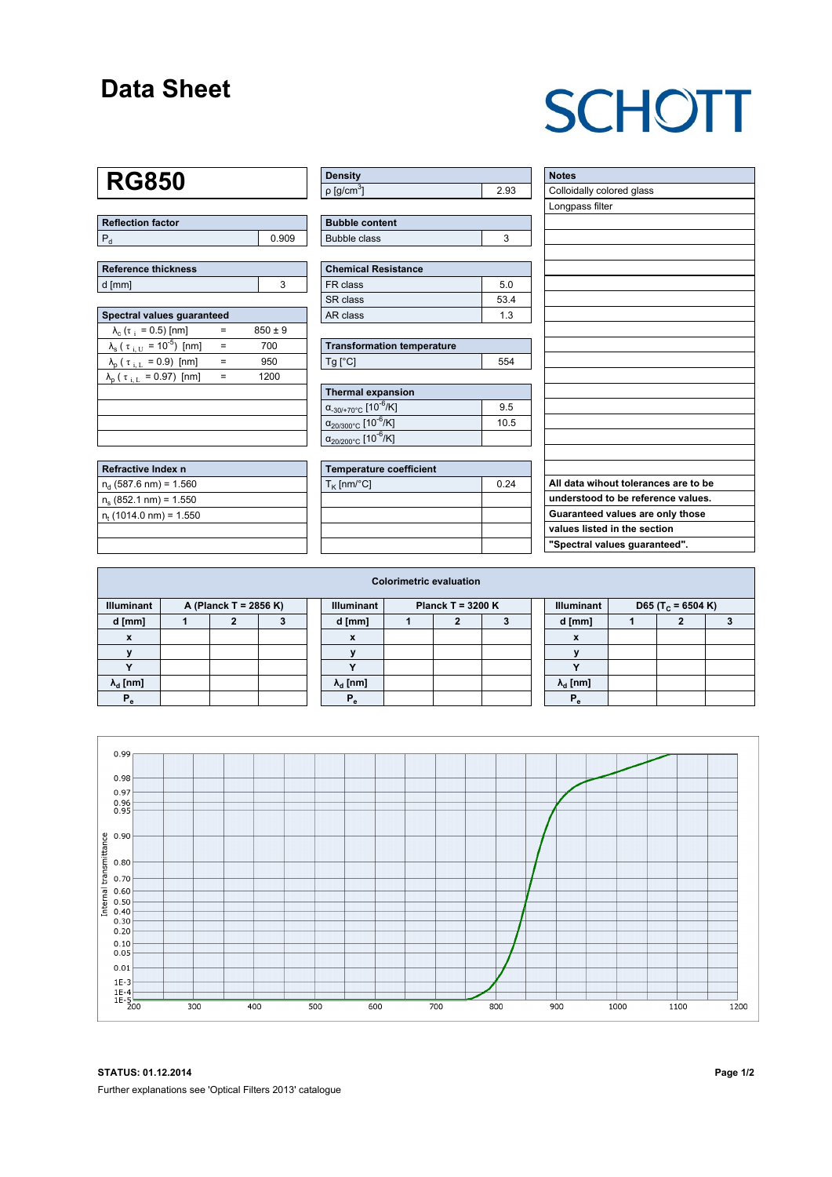# Data Sheet

SCHOTT

## RG850

| Reflection factor | |
|---|---|
| $P_d$ | 0.909 |

| Reference thickness | |
|---|---|
| d [mm] | 3 |

| Spectral values guaranteed | | |
|---|---|---|
| $\lambda_c$ ($\tau_i$ = 0.5) [nm] | = | 850 ± 9 |
| $\lambda_s$ ($\tau_{i,U}$ = $10^{-5}$) [nm] | = | 700 |
| $\lambda_p$ ($\tau_{i,L}$ = 0.9) [nm] | = | 950 |
| $\lambda_p$ ($\tau_{i,L}$ = 0.97) [nm] | = | 1200 |

| Refractive Index n |
|---|
| $n_d$ (587.6 nm) = 1.560 |
| $n_s$ (852.1 nm) = 1.550 |
| $n_t$ (1014.0 nm) = 1.550 |

| Density | |
|---|---|
| ρ [g/cm³] | 2.93 |

| Bubble content | |
|---|---|
| Bubble class | 3 |

| Chemical Resistance | |
|---|---|
| FR class | 5.0 |
| SR class | 53.4 |
| AR class | 1.3 |

| Transformation temperature | |
|---|---|
| Tg [°C] | 554 |

| Thermal expansion | |
|---|---|
| $\alpha_{-30/+70°C}$ [$10^{-6}$/K] | 9.5 |
| $\alpha_{20/300°C}$ [$10^{-6}$/K] | 10.5 |
| $\alpha_{20/200°C}$ [$10^{-6}$/K] | |

| Temperature coefficient | |
|---|---|
| $T_K$ [nm/°C] | 0.24 |

| Notes |
|---|
| Colloidally colored glass |
| Longpass filter |

**All data wihout tolerances are to be understood to be reference values. Guaranteed values are only those values listed in the section "Spectral values guaranteed".**

### Colorimetric evaluation

| Illuminant | A (Planck T = 2856 K) | | | Illuminant | Planck T = 3200 K | | | Illuminant | D65 ($T_C$ = 6504 K) | | |
|---|---|---|---|---|---|---|---|---|---|---|---|
| d [mm] | 1 | 2 | 3 | d [mm] | 1 | 2 | 3 | d [mm] | 1 | 2 | 3 |
| x | | | | x | | | | x | | | |
| y | | | | y | | | | y | | | |
| Y | | | | Y | | | | Y | | | |
| $\lambda_d$ [nm] | | | | $\lambda_d$ [nm] | | | | $\lambda_d$ [nm] | | | |
| $P_e$ | | | | $P_e$ | | | | $P_e$ | | | |

**STATUS: 01.12.2014**

Further explanations see 'Optical Filters 2013' catalogue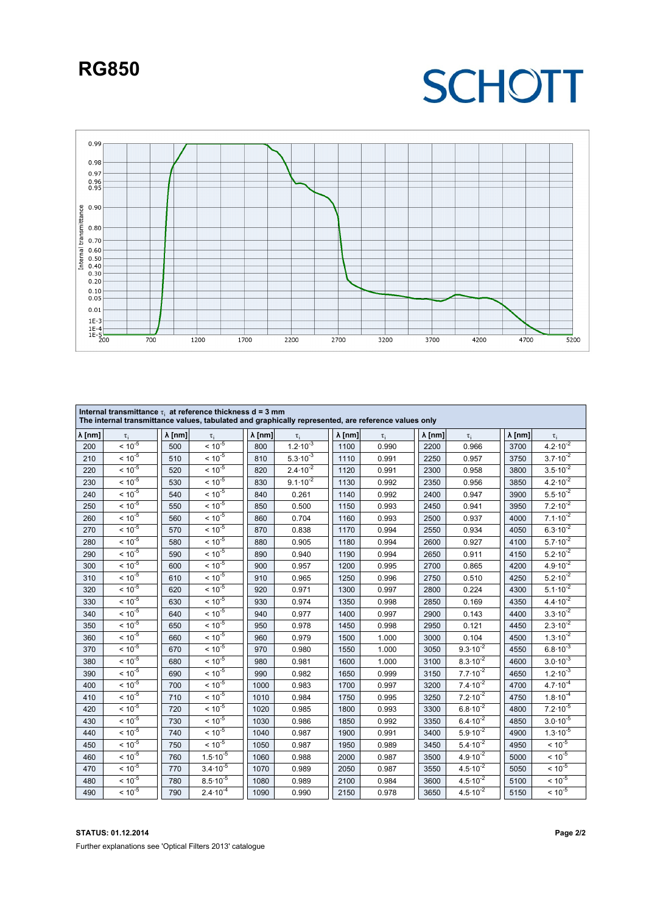# RG850

SCHOTT

0.99
0.98
0.97
0.96
0.95
0.90
0.80
0.70
0.60
0.50
0.40
0.30
0.20
0.10
0.05
0.01
1E-3
1E-4
1E-5
Internal transmittance
200
700
1200
1700
2200
2700
3200
3700
4200
4700
5200

**Internal transmittance $\tau_i$ at reference thickness d = 3 mm**
**The internal transmittance values, tabulated and graphically represented, are reference values only**

| λ [nm] | $\tau_i$ | λ [nm] | $\tau_i$ | λ [nm] | $\tau_i$ | λ [nm] | $\tau_i$ | λ [nm] | $\tau_i$ | λ [nm] | $\tau_i$ |
|---|---|---|---|---|---|---|---|---|---|---|---|
| 200 | $< 10^{-5}$ | 500 | $< 10^{-5}$ | 800 | $1.2 \cdot 10^{-3}$ | 1100 | 0.990 | 2200 | 0.966 | 3700 | $4.2 \cdot 10^{-2}$ |
| 210 | $< 10^{-5}$ | 510 | $< 10^{-5}$ | 810 | $5.3 \cdot 10^{-3}$ | 1110 | 0.991 | 2250 | 0.957 | 3750 | $3.7 \cdot 10^{-2}$ |
| 220 | $< 10^{-5}$ | 520 | $< 10^{-5}$ | 820 | $2.4 \cdot 10^{-2}$ | 1120 | 0.991 | 2300 | 0.958 | 3800 | $3.5 \cdot 10^{-2}$ |
| 230 | $< 10^{-5}$ | 530 | $< 10^{-5}$ | 830 | $9.1 \cdot 10^{-2}$ | 1130 | 0.992 | 2350 | 0.956 | 3850 | $4.2 \cdot 10^{-2}$ |
| 240 | $< 10^{-5}$ | 540 | $< 10^{-5}$ | 840 | 0.261 | 1140 | 0.992 | 2400 | 0.947 | 3900 | $5.5 \cdot 10^{-2}$ |
| 250 | $< 10^{-5}$ | 550 | $< 10^{-5}$ | 850 | 0.500 | 1150 | 0.993 | 2450 | 0.941 | 3950 | $7.2 \cdot 10^{-2}$ |
| 260 | $< 10^{-5}$ | 560 | $< 10^{-5}$ | 860 | 0.704 | 1160 | 0.993 | 2500 | 0.937 | 4000 | $7.1 \cdot 10^{-2}$ |
| 270 | $< 10^{-5}$ | 570 | $< 10^{-5}$ | 870 | 0.838 | 1170 | 0.994 | 2550 | 0.934 | 4050 | $6.3 \cdot 10^{-2}$ |
| 280 | $< 10^{-5}$ | 580 | $< 10^{-5}$ | 880 | 0.905 | 1180 | 0.994 | 2600 | 0.927 | 4100 | $5.7 \cdot 10^{-2}$ |
| 290 | $< 10^{-5}$ | 590 | $< 10^{-5}$ | 890 | 0.940 | 1190 | 0.994 | 2650 | 0.911 | 4150 | $5.2 \cdot 10^{-2}$ |
| 300 | $< 10^{-5}$ | 600 | $< 10^{-5}$ | 900 | 0.957 | 1200 | 0.995 | 2700 | 0.865 | 4200 | $4.9 \cdot 10^{-2}$ |
| 310 | $< 10^{-5}$ | 610 | $< 10^{-5}$ | 910 | 0.965 | 1250 | 0.996 | 2750 | 0.510 | 4250 | $5.2 \cdot 10^{-2}$ |
| 320 | $< 10^{-5}$ | 620 | $< 10^{-5}$ | 920 | 0.971 | 1300 | 0.997 | 2800 | 0.224 | 4300 | $5.1 \cdot 10^{-2}$ |
| 330 | $< 10^{-5}$ | 630 | $< 10^{-5}$ | 930 | 0.974 | 1350 | 0.998 | 2850 | 0.169 | 4350 | $4.4 \cdot 10^{-2}$ |
| 340 | $< 10^{-5}$ | 640 | $< 10^{-5}$ | 940 | 0.977 | 1400 | 0.997 | 2900 | 0.143 | 4400 | $3.3 \cdot 10^{-2}$ |
| 350 | $< 10^{-5}$ | 650 | $< 10^{-5}$ | 950 | 0.978 | 1450 | 0.998 | 2950 | 0.121 | 4450 | $2.3 \cdot 10^{-2}$ |
| 360 | $< 10^{-5}$ | 660 | $< 10^{-5}$ | 960 | 0.979 | 1500 | 1.000 | 3000 | 0.104 | 4500 | $1.3 \cdot 10^{-2}$ |
| 370 | $< 10^{-5}$ | 670 | $< 10^{-5}$ | 970 | 0.980 | 1550 | 1.000 | 3050 | $9.3 \cdot 10^{-2}$ | 4550 | $6.8 \cdot 10^{-3}$ |
| 380 | $< 10^{-5}$ | 680 | $< 10^{-5}$ | 980 | 0.981 | 1600 | 1.000 | 3100 | $8.3 \cdot 10^{-2}$ | 4600 | $3.0 \cdot 10^{-3}$ |
| 390 | $< 10^{-5}$ | 690 | $< 10^{-5}$ | 990 | 0.982 | 1650 | 0.999 | 3150 | $7.7 \cdot 10^{-2}$ | 4650 | $1.2 \cdot 10^{-3}$ |
| 400 | $< 10^{-5}$ | 700 | $< 10^{-5}$ | 1000 | 0.983 | 1700 | 0.997 | 3200 | $7.4 \cdot 10^{-2}$ | 4700 | $4.7 \cdot 10^{-4}$ |
| 410 | $< 10^{-5}$ | 710 | $< 10^{-5}$ | 1010 | 0.984 | 1750 | 0.995 | 3250 | $7.2 \cdot 10^{-2}$ | 4750 | $1.8 \cdot 10^{-4}$ |
| 420 | $< 10^{-5}$ | 720 | $< 10^{-5}$ | 1020 | 0.985 | 1800 | 0.993 | 3300 | $6.8 \cdot 10^{-2}$ | 4800 | $7.2 \cdot 10^{-5}$ |
| 430 | $< 10^{-5}$ | 730 | $< 10^{-5}$ | 1030 | 0.986 | 1850 | 0.992 | 3350 | $6.4 \cdot 10^{-2}$ | 4850 | $3.0 \cdot 10^{-5}$ |
| 440 | $< 10^{-5}$ | 740 | $< 10^{-5}$ | 1040 | 0.987 | 1900 | 0.991 | 3400 | $5.9 \cdot 10^{-2}$ | 4900 | $1.3 \cdot 10^{-5}$ |
| 450 | $< 10^{-5}$ | 750 | $< 10^{-5}$ | 1050 | 0.987 | 1950 | 0.989 | 3450 | $5.4 \cdot 10^{-2}$ | 4950 | $< 10^{-5}$ |
| 460 | $< 10^{-5}$ | 760 | $1.5 \cdot 10^{-5}$ | 1060 | 0.988 | 2000 | 0.987 | 3500 | $4.9 \cdot 10^{-2}$ | 5000 | $< 10^{-5}$ |
| 470 | $< 10^{-5}$ | 770 | $3.4 \cdot 10^{-5}$ | 1070 | 0.989 | 2050 | 0.987 | 3550 | $4.5 \cdot 10^{-2}$ | 5050 | $< 10^{-5}$ |
| 480 | $< 10^{-5}$ | 780 | $8.5 \cdot 10^{-5}$ | 1080 | 0.989 | 2100 | 0.984 | 3600 | $4.5 \cdot 10^{-2}$ | 5100 | $< 10^{-5}$ |
| 490 | $< 10^{-5}$ | 790 | $2.4 \cdot 10^{-4}$ | 1090 | 0.990 | 2150 | 0.978 | 3650 | $4.5 \cdot 10^{-2}$ | 5150 | $< 10^{-5}$ |

**STATUS: 01.12.2014**

Further explanations see 'Optical Filters 2013' catalogue